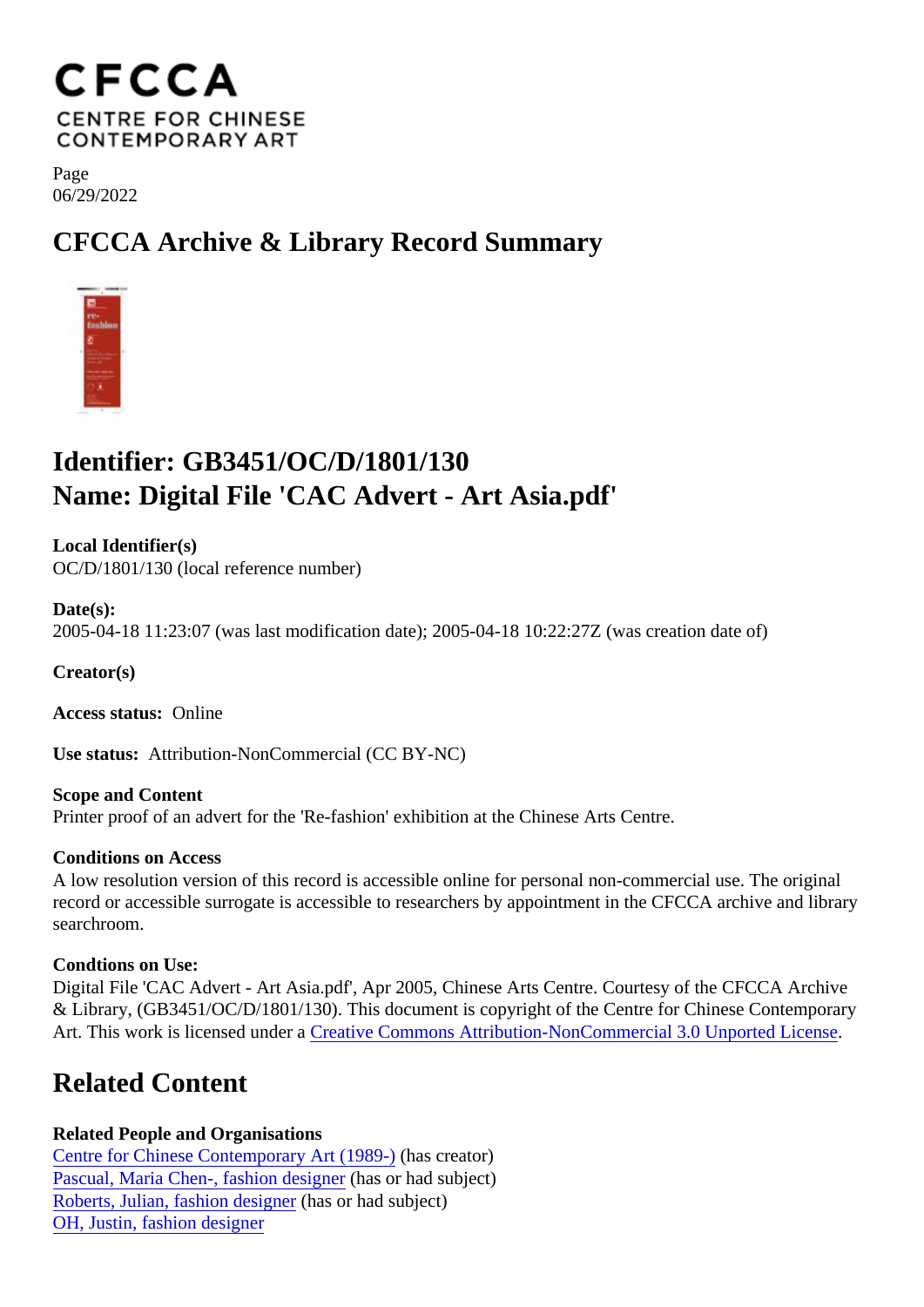CFCCA
CENTRE FOR CHINESE CONTEMPORARY ART

Page
06/29/2022

# CFCCA Archive & Library Record Summary

## Identifier: GB3451/OC/D/1801/130
## Name: Digital File 'CAC Advert - Art Asia.pdf'

**Local Identifier(s)**
OC/D/1801/130 (local reference number)

**Date(s):**
2005-04-18 11:23:07 (was last modification date); 2005-04-18 10:22:27Z (was creation date of)

**Creator(s)**

**Access status:** Online

**Use status:** Attribution-NonCommercial (CC BY-NC)

**Scope and Content**
Printer proof of an advert for the 'Re-fashion' exhibition at the Chinese Arts Centre.

**Conditions on Access**
A low resolution version of this record is accessible online for personal non-commercial use. The original record or accessible surrogate is accessible to researchers by appointment in the CFCCA archive and library searchroom.

**Condtions on Use:**
Digital File 'CAC Advert - Art Asia.pdf', Apr 2005, Chinese Arts Centre. Courtesy of the CFCCA Archive & Library, (GB3451/OC/D/1801/130). This document is copyright of the Centre for Chinese Contemporary Art. This work is licensed under a Creative Commons Attribution-NonCommercial 3.0 Unported License.

# Related Content

**Related People and Organisations**
Centre for Chinese Contemporary Art (1989-) (has creator)
Pascual, Maria Chen-, fashion designer (has or had subject)
Roberts, Julian, fashion designer (has or had subject)
OH, Justin, fashion designer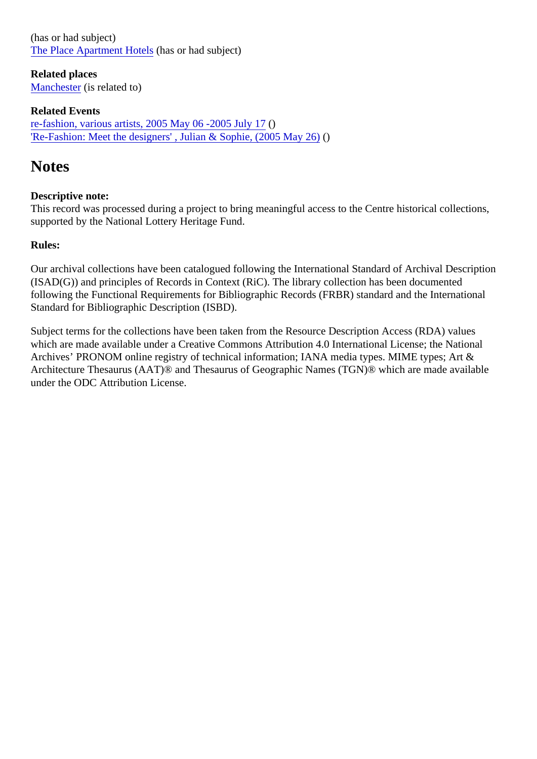(has or had subject)
The Place Apartment Hotels (has or had subject)

**Related places**
Manchester (is related to)

**Related Events**
re-fashion, various artists, 2005 May 06 -2005 July 17 ()
'Re-Fashion: Meet the designers' , Julian & Sophie, (2005 May 26) ()

# Notes

**Descriptive note:**
This record was processed during a project to bring meaningful access to the Centre historical collections, supported by the National Lottery Heritage Fund.

**Rules:**

Our archival collections have been catalogued following the International Standard of Archival Description (ISAD(G)) and principles of Records in Context (RiC). The library collection has been documented following the Functional Requirements for Bibliographic Records (FRBR) standard and the International Standard for Bibliographic Description (ISBD).

Subject terms for the collections have been taken from the Resource Description Access (RDA) values which are made available under a Creative Commons Attribution 4.0 International License; the National Archives' PRONOM online registry of technical information; IANA media types. MIME types; Art & Architecture Thesaurus (AAT)® and Thesaurus of Geographic Names (TGN)® which are made available under the ODC Attribution License.